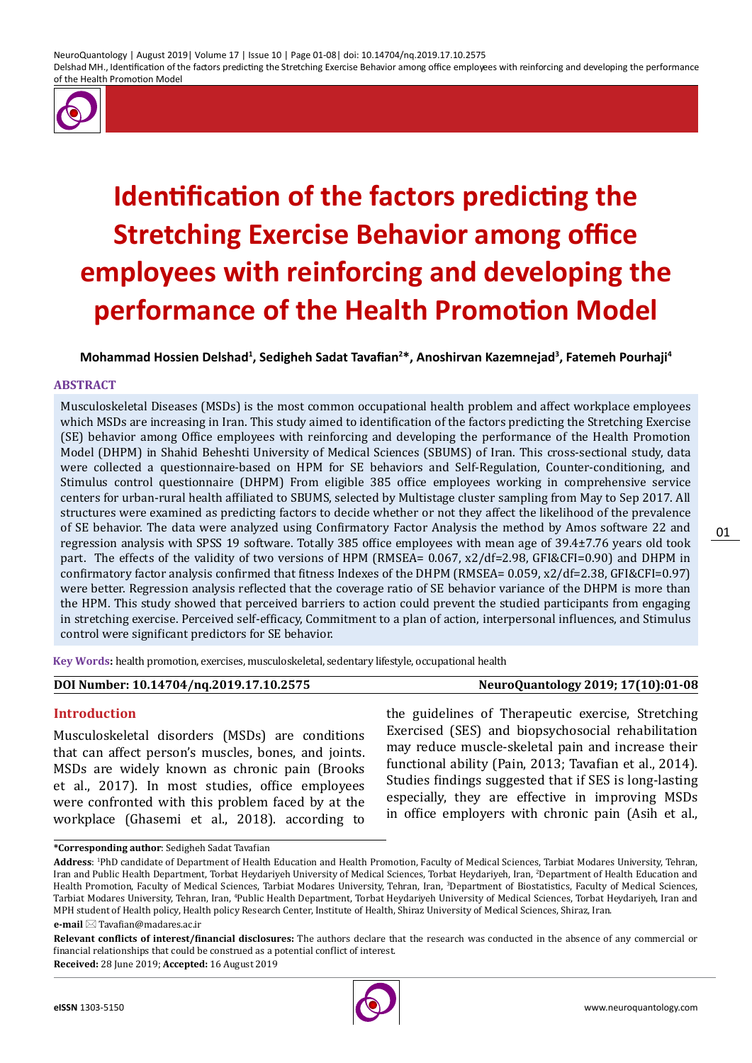# Identification of the factors predicting the Stretching Exercise Behavior among office employees with reinforcing and developing the performance of the Health Promotion Model

**Mohammad Hossien Delshad[1], Sedigheh Sadat Tavafian[2]*, Anoshirvan Kazemnejad[3], Fatemeh Pourhaji[4]**

## ABSTRACT

Musculoskeletal Diseases (MSDs) is the most common occupational health problem and affect workplace employees which MSDs are increasing in Iran. This study aimed to identification of the factors predicting the Stretching Exercise (SE) behavior among Office employees with reinforcing and developing the performance of the Health Promotion Model (DHPM) in Shahid Beheshti University of Medical Sciences (SBUMS) of Iran. This cross-sectional study, data were collected a questionnaire-based on HPM for SE behaviors and Self-Regulation, Counter-conditioning, and Stimulus control questionnaire (DHPM) From eligible 385 office employees working in comprehensive service centers for urban-rural health affiliated to SBUMS, selected by Multistage cluster sampling from May to Sep 2017. All structures were examined as predicting factors to decide whether or not they affect the likelihood of the prevalence of SE behavior. The data were analyzed using Confirmatory Factor Analysis the method by Amos software 22 and regression analysis with SPSS 19 software. Totally 385 office employees with mean age of 39.4±7.76 years old took part. The effects of the validity of two versions of HPM (RMSEA= 0.067, x2/df=2.98, GFI&CFI=0.90) and DHPM in confirmatory factor analysis confirmed that fitness Indexes of the DHPM (RMSEA= 0.059, x2/df=2.38, GFI&CFI=0.97) were better. Regression analysis reflected that the coverage ratio of SE behavior variance of the DHPM is more than the HPM. This study showed that perceived barriers to action could prevent the studied participants from engaging in stretching exercise. Perceived self-efficacy, Commitment to a plan of action, interpersonal influences, and Stimulus control were significant predictors for SE behavior.

**Key Words:** health promotion, exercises, musculoskeletal, sedentary lifestyle, occupational health

**DOI Number: 10.14704/nq.2019.17.10.2575** **NeuroQuantology 2019; 17(10):01-08**

## Introduction

Musculoskeletal disorders (MSDs) are conditions that can affect person's muscles, bones, and joints. MSDs are widely known as chronic pain (Brooks et al., 2017). In most studies, office employees were confronted with this problem faced by at the workplace (Ghasemi et al., 2018). according to the guidelines of Therapeutic exercise, Stretching Exercised (SES) and biopsychosocial rehabilitation may reduce muscle-skeletal pain and increase their functional ability (Pain, 2013; Tavafian et al., 2014). Studies findings suggested that if SES is long-lasting especially, they are effective in improving MSDs in office employers with chronic pain (Asih et al.,

---

***Corresponding author**: Sedigheh Sadat Tavafian

**Address**: [1]PhD candidate of Department of Health Education and Health Promotion, Faculty of Medical Sciences, Tarbiat Modares University, Tehran, Iran and Public Health Department, Torbat Heydariyeh University of Medical Sciences, Torbat Heydariyeh, Iran, [2]Department of Health Education and Health Promotion, Faculty of Medical Sciences, Tarbiat Modares University, Tehran, Iran, [3]Department of Biostatistics, Faculty of Medical Sciences, Tarbiat Modares University, Tehran, Iran, [4]Public Health Department, Torbat Heydariyeh University of Medical Sciences, Torbat Heydariyeh, Iran and MPH student of Health policy, Health policy Research Center, Institute of Health, Shiraz University of Medical Sciences, Shiraz, Iran.

**e-mail** ✉ Tavafian@modares.ac.ir

**Relevant conflicts of interest/financial disclosures:** The authors declare that the research was conducted in the absence of any commercial or financial relationships that could be construed as a potential conflict of interest.

**Received:** 28 June 2019; **Accepted:** 16 August 2019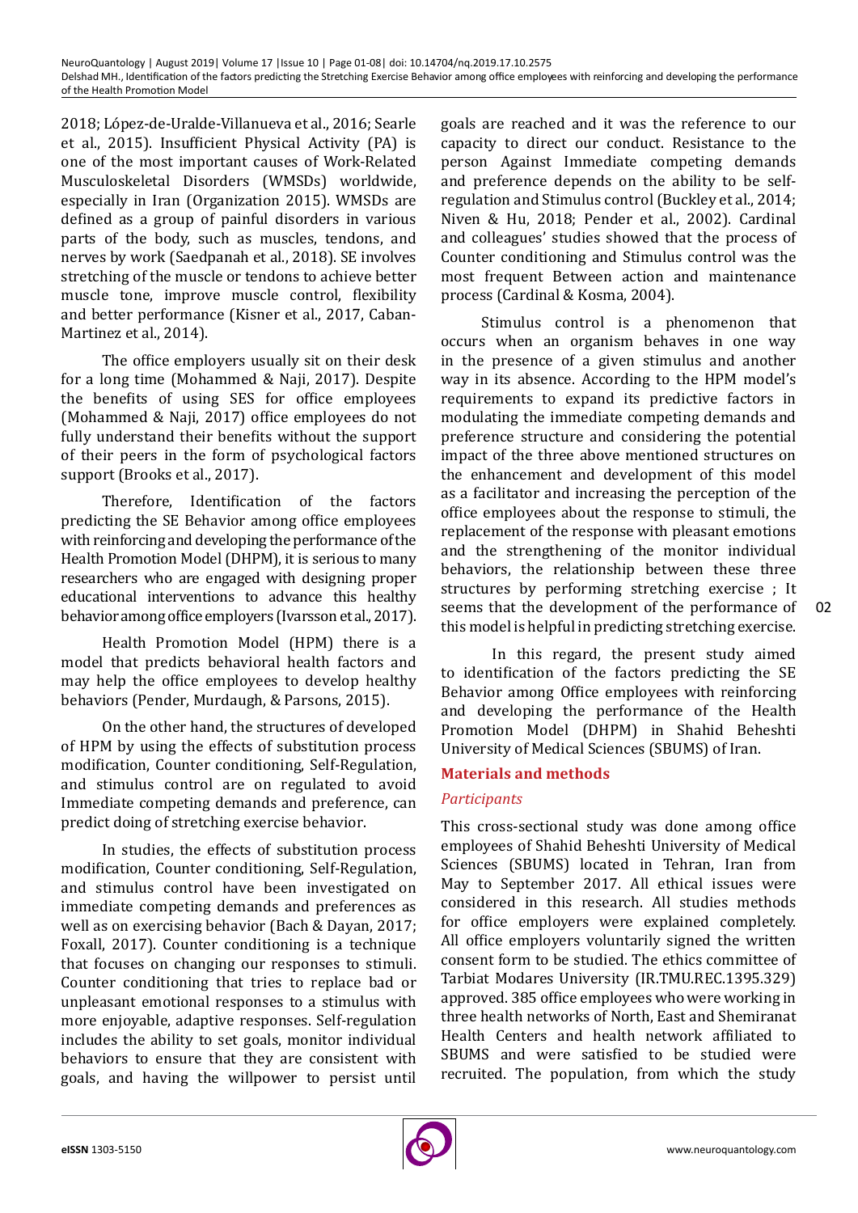2018; López-de-Uralde-Villanueva et al., 2016; Searle et al., 2015). Insufficient Physical Activity (PA) is one of the most important causes of Work-Related Musculoskeletal Disorders (WMSDs) worldwide, especially in Iran (Organization 2015). WMSDs are defined as a group of painful disorders in various parts of the body, such as muscles, tendons, and nerves by work (Saedpanah et al., 2018). SE involves stretching of the muscle or tendons to achieve better muscle tone, improve muscle control, flexibility and better performance (Kisner et al., 2017, Caban-Martinez et al., 2014).

The office employers usually sit on their desk for a long time (Mohammed & Naji, 2017). Despite the benefits of using SES for office employees (Mohammed & Naji, 2017) office employees do not fully understand their benefits without the support of their peers in the form of psychological factors support (Brooks et al., 2017).

Therefore, Identification of the factors predicting the SE Behavior among office employees with reinforcing and developing the performance of the Health Promotion Model (DHPM), it is serious to many researchers who are engaged with designing proper educational interventions to advance this healthy behavior among office employers (Ivarsson et al., 2017).

Health Promotion Model (HPM) there is a model that predicts behavioral health factors and may help the office employees to develop healthy behaviors (Pender, Murdaugh, & Parsons, 2015).

On the other hand, the structures of developed of HPM by using the effects of substitution process modification, Counter conditioning, Self-Regulation, and stimulus control are on regulated to avoid Immediate competing demands and preference, can predict doing of stretching exercise behavior.

In studies, the effects of substitution process modification, Counter conditioning, Self-Regulation, and stimulus control have been investigated on immediate competing demands and preferences as well as on exercising behavior (Bach & Dayan, 2017; Foxall, 2017). Counter conditioning is a technique that focuses on changing our responses to stimuli. Counter conditioning that tries to replace bad or unpleasant emotional responses to a stimulus with more enjoyable, adaptive responses. Self-regulation includes the ability to set goals, monitor individual behaviors to ensure that they are consistent with goals, and having the willpower to persist until goals are reached and it was the reference to our capacity to direct our conduct. Resistance to the person Against Immediate competing demands and preference depends on the ability to be self-regulation and Stimulus control (Buckley et al., 2014; Niven & Hu, 2018; Pender et al., 2002). Cardinal and colleagues' studies showed that the process of Counter conditioning and Stimulus control was the most frequent Between action and maintenance process (Cardinal & Kosma, 2004).

Stimulus control is a phenomenon that occurs when an organism behaves in one way in the presence of a given stimulus and another way in its absence. According to the HPM model's requirements to expand its predictive factors in modulating the immediate competing demands and preference structure and considering the potential impact of the three above mentioned structures on the enhancement and development of this model as a facilitator and increasing the perception of the office employees about the response to stimuli, the replacement of the response with pleasant emotions and the strengthening of the monitor individual behaviors, the relationship between these three structures by performing stretching exercise ; It seems that the development of the performance of this model is helpful in predicting stretching exercise.

In this regard, the present study aimed to identification of the factors predicting the SE Behavior among Office employees with reinforcing and developing the performance of the Health Promotion Model (DHPM) in Shahid Beheshti University of Medical Sciences (SBUMS) of Iran.

## Materials and methods

### *Participants*

This cross-sectional study was done among office employees of Shahid Beheshti University of Medical Sciences (SBUMS) located in Tehran, Iran from May to September 2017. All ethical issues were considered in this research. All studies methods for office employers were explained completely. All office employers voluntarily signed the written consent form to be studied. The ethics committee of Tarbiat Modares University (IR.TMU.REC.1395.329) approved. 385 office employees who were working in three health networks of North, East and Shemiranat Health Centers and health network affiliated to SBUMS and were satisfied to be studied were recruited. The population, from which the study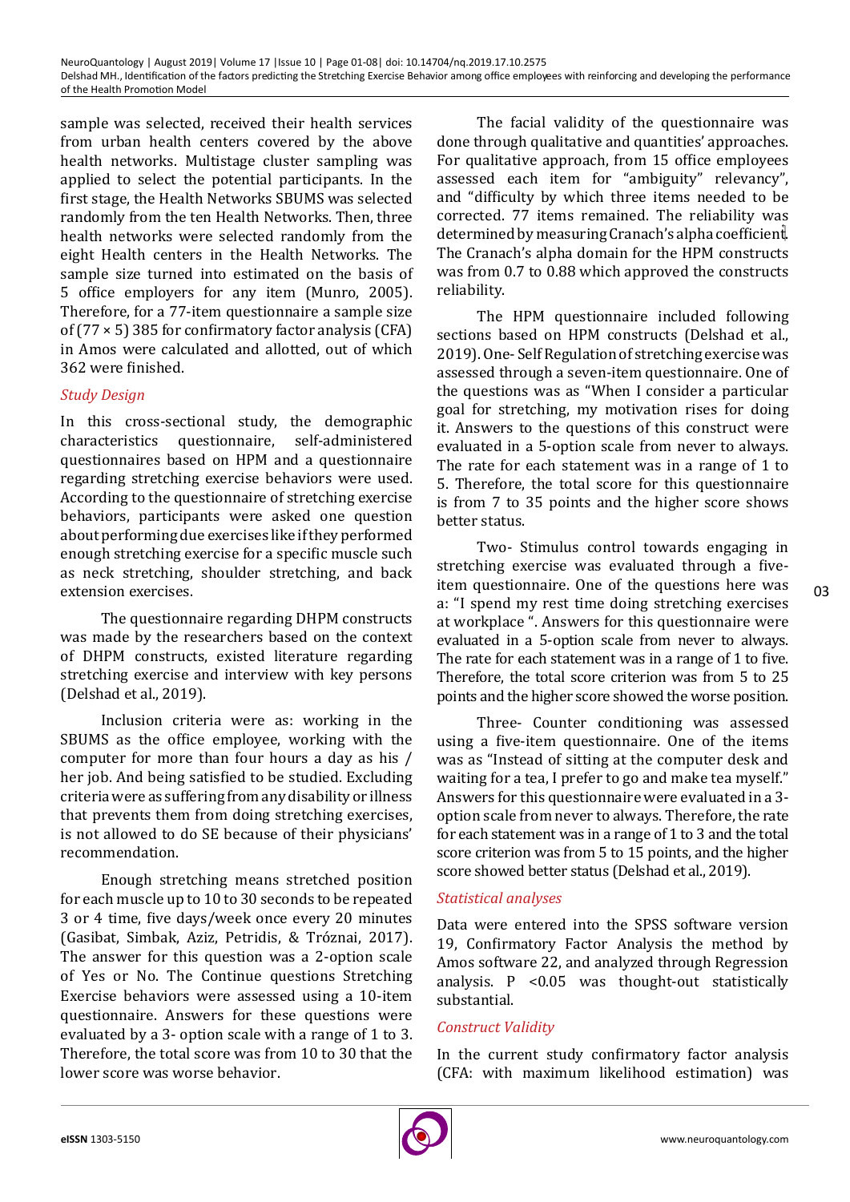sample was selected, received their health services from urban health centers covered by the above health networks. Multistage cluster sampling was applied to select the potential participants. In the first stage, the Health Networks SBUMS was selected randomly from the ten Health Networks. Then, three health networks were selected randomly from the eight Health centers in the Health Networks. The sample size turned into estimated on the basis of 5 office employers for any item (Munro, 2005). Therefore, for a 77-item questionnaire a sample size of (77 × 5) 385 for confirmatory factor analysis (CFA) in Amos were calculated and allotted, out of which 362 were finished.

### *Study Design*

In this cross-sectional study, the demographic characteristics questionnaire, self-administered questionnaires based on HPM and a questionnaire regarding stretching exercise behaviors were used. According to the questionnaire of stretching exercise behaviors, participants were asked one question about performing due exercises like if they performed enough stretching exercise for a specific muscle such as neck stretching, shoulder stretching, and back extension exercises.

The questionnaire regarding DHPM constructs was made by the researchers based on the context of DHPM constructs, existed literature regarding stretching exercise and interview with key persons (Delshad et al., 2019).

Inclusion criteria were as: working in the SBUMS as the office employee, working with the computer for more than four hours a day as his / her job. And being satisfied to be studied. Excluding criteria were as suffering from any disability or illness that prevents them from doing stretching exercises, is not allowed to do SE because of their physicians' recommendation.

Enough stretching means stretched position for each muscle up to 10 to 30 seconds to be repeated 3 or 4 time, five days/week once every 20 minutes (Gasibat, Simbak, Aziz, Petridis, & Tróznai, 2017). The answer for this question was a 2-option scale of Yes or No. The Continue questions Stretching Exercise behaviors were assessed using a 10-item questionnaire. Answers for these questions were evaluated by a 3- option scale with a range of 1 to 3. Therefore, the total score was from 10 to 30 that the lower score was worse behavior.

The facial validity of the questionnaire was done through qualitative and quantities' approaches. For qualitative approach, from 15 office employees assessed each item for "ambiguity" relevancy", and "difficulty by which three items needed to be corrected. 77 items remained. The reliability was determined by measuring Cranach's alpha coefficient. The Cranach's alpha domain for the HPM constructs was from 0.7 to 0.88 which approved the constructs reliability.

The HPM questionnaire included following sections based on HPM constructs (Delshad et al., 2019). One- Self Regulation of stretching exercise was assessed through a seven-item questionnaire. One of the questions was as "When I consider a particular goal for stretching, my motivation rises for doing it. Answers to the questions of this construct were evaluated in a 5-option scale from never to always. The rate for each statement was in a range of 1 to 5. Therefore, the total score for this questionnaire is from 7 to 35 points and the higher score shows better status.

Two- Stimulus control towards engaging in stretching exercise was evaluated through a five-item questionnaire. One of the questions here was a: "I spend my rest time doing stretching exercises at workplace ". Answers for this questionnaire were evaluated in a 5-option scale from never to always. The rate for each statement was in a range of 1 to five. Therefore, the total score criterion was from 5 to 25 points and the higher score showed the worse position.

Three- Counter conditioning was assessed using a five-item questionnaire. One of the items was as "Instead of sitting at the computer desk and waiting for a tea, I prefer to go and make tea myself." Answers for this questionnaire were evaluated in a 3-option scale from never to always. Therefore, the rate for each statement was in a range of 1 to 3 and the total score criterion was from 5 to 15 points, and the higher score showed better status (Delshad et al., 2019).

### *Statistical analyses*

Data were entered into the SPSS software version 19, Confirmatory Factor Analysis the method by Amos software 22, and analyzed through Regression analysis. P <0.05 was thought-out statistically substantial.

### *Construct Validity*

In the current study confirmatory factor analysis (CFA: with maximum likelihood estimation) was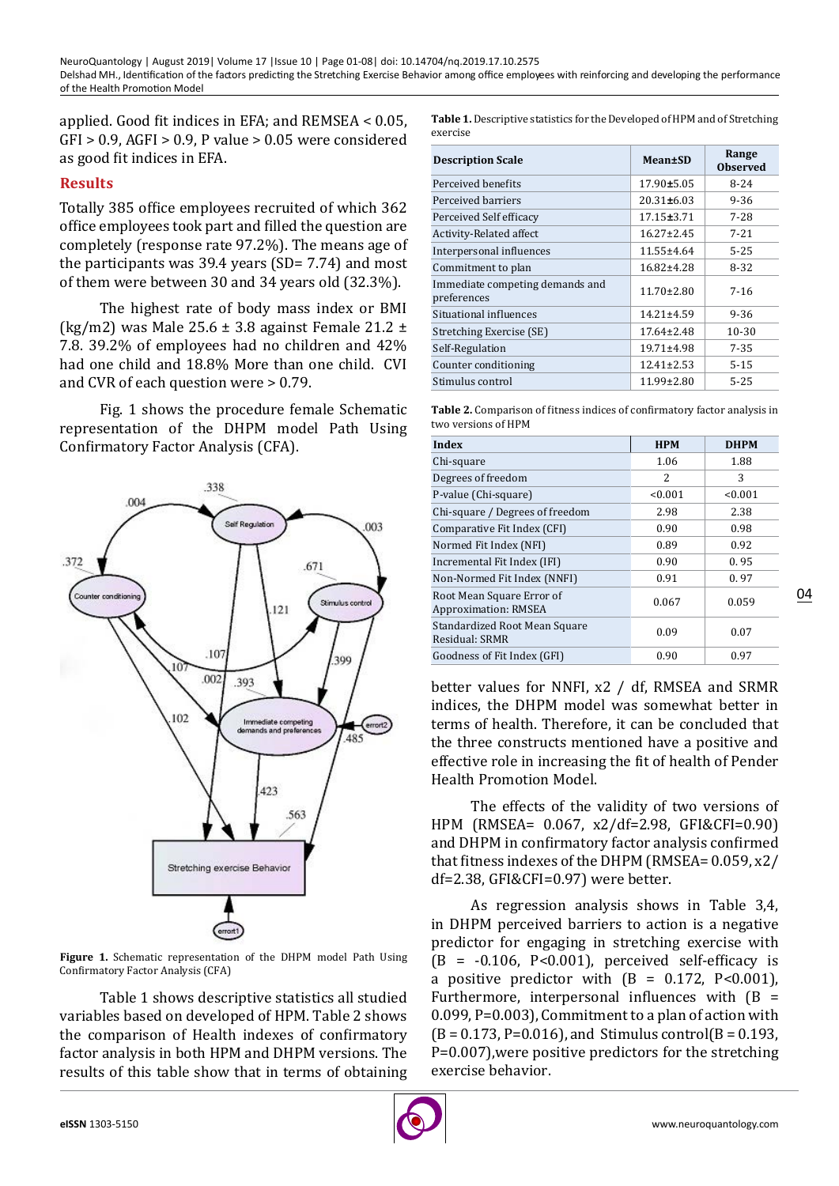applied. Good fit indices in EFA; and REMSEA < 0.05, GFI > 0.9, AGFI > 0.9, P value > 0.05 were considered as good fit indices in EFA.

## Results

Totally 385 office employees recruited of which 362 office employees took part and filled the question are completely (response rate 97.2%). The means age of the participants was 39.4 years (SD= 7.74) and most of them were between 30 and 34 years old (32.3%).

The highest rate of body mass index or BMI (kg/m2) was Male 25.6 ± 3.8 against Female 21.2 ± 7.8. 39.2% of employees had no children and 42% had one child and 18.8% More than one child. CVI and CVR of each question were > 0.79.

Fig. 1 shows the procedure female Schematic representation of the DHPM model Path Using Confirmatory Factor Analysis (CFA).

**Figure 1.** Schematic representation of the DHPM model Path Using Confirmatory Factor Analysis (CFA)

Table 1 shows descriptive statistics all studied variables based on developed of HPM. Table 2 shows the comparison of Health indexes of confirmatory factor analysis in both HPM and DHPM versions. The results of this table show that in terms of obtaining better values for NNFI, x2 / df, RMSEA and SRMR indices, the DHPM model was somewhat better in terms of health. Therefore, it can be concluded that the three constructs mentioned have a positive and effective role in increasing the fit of health of Pender Health Promotion Model.

The effects of the validity of two versions of HPM (RMSEA= 0.067, x2/df=2.98, GFI&CFI=0.90) and DHPM in confirmatory factor analysis confirmed that fitness indexes of the DHPM (RMSEA= 0.059, x2/ df=2.38, GFI&CFI=0.97) were better.

As regression analysis shows in Table 3,4, in DHPM perceived barriers to action is a negative predictor for engaging in stretching exercise with (B = -0.106, P<0.001), perceived self-efficacy is a positive predictor with (B = 0.172, P<0.001), Furthermore, interpersonal influences with (B = 0.099, P=0.003), Commitment to a plan of action with (B = 0.173, P=0.016), and Stimulus control(B = 0.193, P=0.007),were positive predictors for the stretching exercise behavior.

**Table 1.** Descriptive statistics for the Developed of HPM and of Stretching exercise

| Description Scale | Mean±SD | Range Observed |
|---|---|---|
| Perceived benefits | 17.90±5.05 | 8-24 |
| Perceived barriers | 20.31±6.03 | 9-36 |
| Perceived Self efficacy | 17.15±3.71 | 7-28 |
| Activity-Related affect | 16.27±2.45 | 7-21 |
| Interpersonal influences | 11.55±4.64 | 5-25 |
| Commitment to plan | 16.82±4.28 | 8-32 |
| Immediate competing demands and preferences | 11.70±2.80 | 7-16 |
| Situational influences | 14.21±4.59 | 9-36 |
| Stretching Exercise (SE) | 17.64±2.48 | 10-30 |
| Self-Regulation | 19.71±4.98 | 7-35 |
| Counter conditioning | 12.41±2.53 | 5-15 |
| Stimulus control | 11.99±2.80 | 5-25 |

**Table 2.** Comparison of fitness indices of confirmatory factor analysis in two versions of HPM

| Index | HPM | DHPM |
|---|---|---|
| Chi-square | 1.06 | 1.88 |
| Degrees of freedom | 2 | 3 |
| P-value (Chi-square) | <0.001 | <0.001 |
| Chi-square / Degrees of freedom | 2.98 | 2.38 |
| Comparative Fit Index (CFI) | 0.90 | 0.98 |
| Normed Fit Index (NFI) | 0.89 | 0.92 |
| Incremental Fit Index (IFI) | 0.90 | 0. 95 |
| Non-Normed Fit Index (NNFI) | 0.91 | 0. 97 |
| Root Mean Square Error of Approximation: RMSEA | 0.067 | 0.059 |
| Standardized Root Mean Square Residual: SRMR | 0.09 | 0.07 |
| Goodness of Fit Index (GFI) | 0.90 | 0.97 |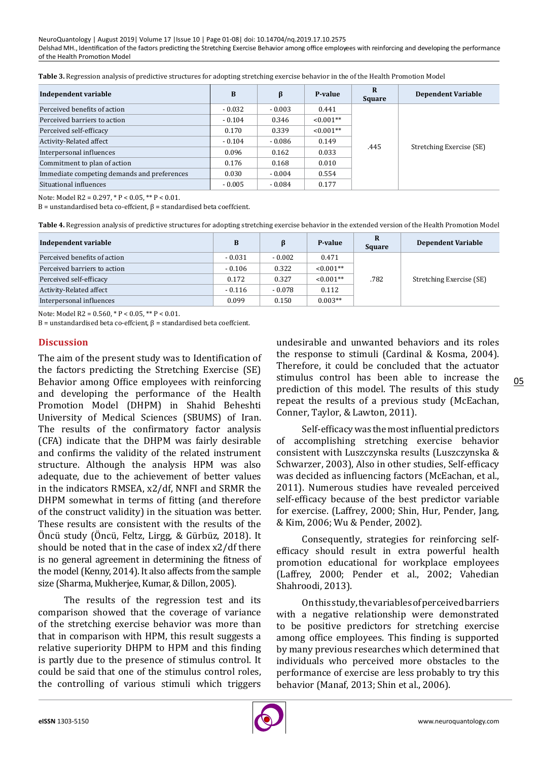**Table 3.** Regression analysis of predictive structures for adopting stretching exercise behavior in the of the Health Promotion Model

| Independent variable | B | β | P-value | R Square | Dependent Variable |
|---|---|---|---|---|---|
| Perceived benefits of action | - 0.032 | - 0.003 | 0.441 | .445 | Stretching Exercise (SE) |
| Perceived barriers to action | - 0.104 | 0.346 | <0.001** | | |
| Perceived self-efficacy | 0.170 | 0.339 | <0.001** | | |
| Activity-Related affect | - 0.104 | - 0.086 | 0.149 | | |
| Interpersonal influences | 0.096 | 0.162 | 0.033 | | |
| Commitment to plan of action | 0.176 | 0.168 | 0.010 | | |
| Immediate competing demands and preferences | 0.030 | - 0.004 | 0.554 | | |
| Situational influences | - 0.005 | - 0.084 | 0.177 | | |

Note: Model R2 = 0.297, * P < 0.05, ** P < 0.01.
B = unstandardised beta co-effcient, β = standardised beta coeffcient.

**Table 4.** Regression analysis of predictive structures for adopting stretching exercise behavior in the extended version of the Health Promotion Model

| Independent variable | B | β | P-value | R Square | Dependent Variable |
|---|---|---|---|---|---|
| Perceived benefits of action | - 0.031 | - 0.002 | 0.471 | .782 | Stretching Exercise (SE) |
| Perceived barriers to action | - 0.106 | 0.322 | <0.001** | | |
| Perceived self-efficacy | 0.172 | 0.327 | <0.001** | | |
| Activity-Related affect | - 0.116 | - 0.078 | 0.112 | | |
| Interpersonal influences | 0.099 | 0.150 | 0.003** | | |

Note: Model R2 = 0.560, * P < 0.05, ** P < 0.01.
B = unstandardised beta co-effcient, β = standardised beta coeffcient.

## Discussion

The aim of the present study was to Identification of the factors predicting the Stretching Exercise (SE) Behavior among Office employees with reinforcing and developing the performance of the Health Promotion Model (DHPM) in Shahid Beheshti University of Medical Sciences (SBUMS) of Iran. The results of the confirmatory factor analysis (CFA) indicate that the DHPM was fairly desirable and confirms the validity of the related instrument structure. Although the analysis HPM was also adequate, due to the achievement of better values in the indicators RMSEA, x2/df, NNFI and SRMR the DHPM somewhat in terms of fitting (and therefore of the construct validity) in the situation was better. These results are consistent with the results of the Öncü study (Öncü, Feltz, Lirgg, & Gürbüz, 2018). It should be noted that in the case of index x2/df there is no general agreement in determining the fitness of the model (Kenny, 2014). It also affects from the sample size (Sharma, Mukherjee, Kumar, & Dillon, 2005).

The results of the regression test and its comparison showed that the coverage of variance of the stretching exercise behavior was more than that in comparison with HPM, this result suggests a relative superiority DHPM to HPM and this finding is partly due to the presence of stimulus control. It could be said that one of the stimulus control roles, the controlling of various stimuli which triggers undesirable and unwanted behaviors and its roles the response to stimuli (Cardinal & Kosma, 2004). Therefore, it could be concluded that the actuator stimulus control has been able to increase the prediction of this model. The results of this study repeat the results of a previous study (McEachan, Conner, Taylor, & Lawton, 2011).

Self-efficacy was the most influential predictors of accomplishing stretching exercise behavior consistent with Luszczynska results (Luszczynska & Schwarzer, 2003), Also in other studies, Self-efficacy was decided as influencing factors (McEachan, et al., 2011). Numerous studies have revealed perceived self-efficacy because of the best predictor variable for exercise. (Laffrey, 2000; Shin, Hur, Pender, Jang, & Kim, 2006; Wu & Pender, 2002).

Consequently, strategies for reinforcing self-efficacy should result in extra powerful health promotion educational for workplace employees (Laffrey, 2000; Pender et al., 2002; Vahedian Shahroodi, 2013).

On this study, the variables of perceived barriers with a negative relationship were demonstrated to be positive predictors for stretching exercise among office employees. This finding is supported by many previous researches which determined that individuals who perceived more obstacles to the performance of exercise are less probably to try this behavior (Manaf, 2013; Shin et al., 2006).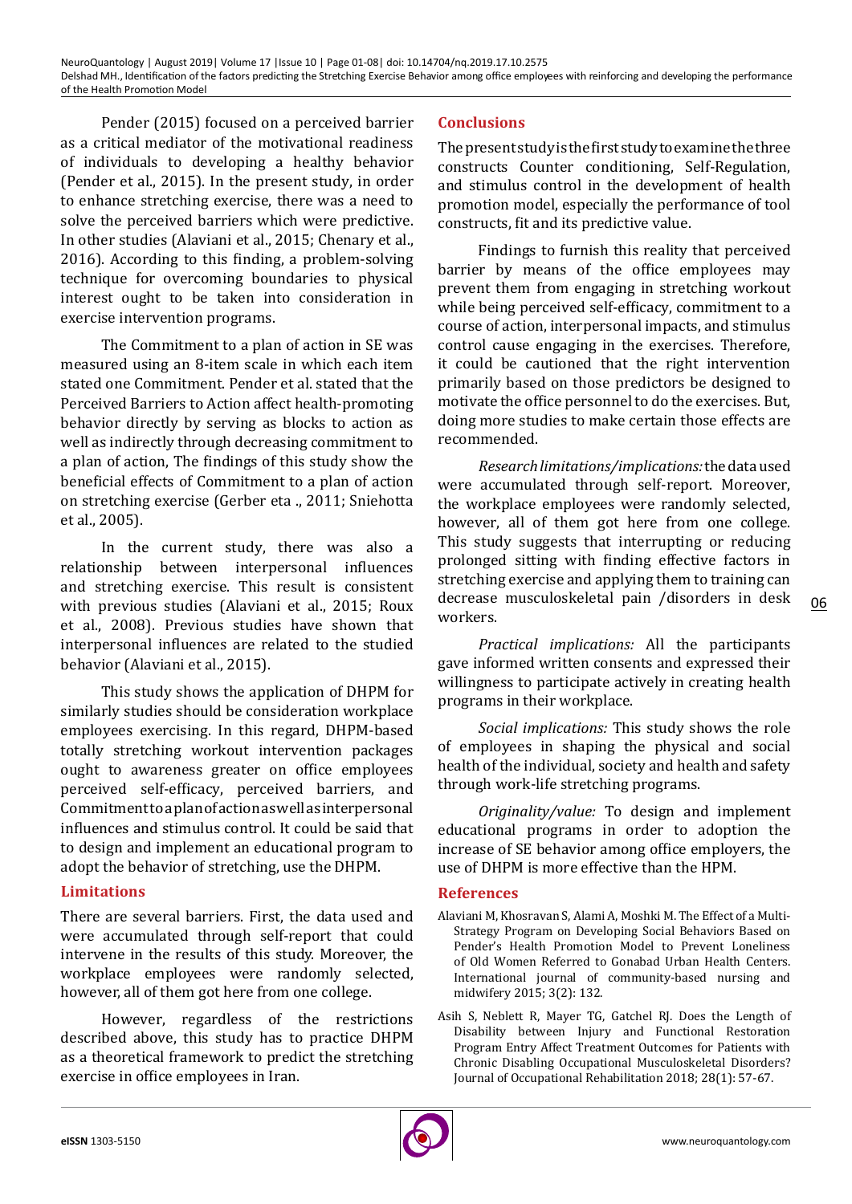Pender (2015) focused on a perceived barrier as a critical mediator of the motivational readiness of individuals to developing a healthy behavior (Pender et al., 2015). In the present study, in order to enhance stretching exercise, there was a need to solve the perceived barriers which were predictive. In other studies (Alaviani et al., 2015; Chenary et al., 2016). According to this finding, a problem-solving technique for overcoming boundaries to physical interest ought to be taken into consideration in exercise intervention programs.

The Commitment to a plan of action in SE was measured using an 8-item scale in which each item stated one Commitment. Pender et al. stated that the Perceived Barriers to Action affect health-promoting behavior directly by serving as blocks to action as well as indirectly through decreasing commitment to a plan of action, The findings of this study show the beneficial effects of Commitment to a plan of action on stretching exercise (Gerber eta ., 2011; Sniehotta et al., 2005).

In the current study, there was also a relationship between interpersonal influences and stretching exercise. This result is consistent with previous studies (Alaviani et al., 2015; Roux et al., 2008). Previous studies have shown that interpersonal influences are related to the studied behavior (Alaviani et al., 2015).

This study shows the application of DHPM for similarly studies should be consideration workplace employees exercising. In this regard, DHPM-based totally stretching workout intervention packages ought to awareness greater on office employees perceived self-efficacy, perceived barriers, and Commitment to a plan of action as well as interpersonal influences and stimulus control. It could be said that to design and implement an educational program to adopt the behavior of stretching, use the DHPM.

## Limitations

There are several barriers. First, the data used and were accumulated through self-report that could intervene in the results of this study. Moreover, the workplace employees were randomly selected, however, all of them got here from one college.

However, regardless of the restrictions described above, this study has to practice DHPM as a theoretical framework to predict the stretching exercise in office employees in Iran.

## Conclusions

The present study is the first study to examine the three constructs Counter conditioning, Self-Regulation, and stimulus control in the development of health promotion model, especially the performance of tool constructs, fit and its predictive value.

Findings to furnish this reality that perceived barrier by means of the office employees may prevent them from engaging in stretching workout while being perceived self-efficacy, commitment to a course of action, interpersonal impacts, and stimulus control cause engaging in the exercises. Therefore, it could be cautioned that the right intervention primarily based on those predictors be designed to motivate the office personnel to do the exercises. But, doing more studies to make certain those effects are recommended.

*Research limitations/implications:* the data used were accumulated through self-report. Moreover, the workplace employees were randomly selected, however, all of them got here from one college. This study suggests that interrupting or reducing prolonged sitting with finding effective factors in stretching exercise and applying them to training can decrease musculoskeletal pain /disorders in desk workers.

*Practical implications:* All the participants gave informed written consents and expressed their willingness to participate actively in creating health programs in their workplace.

*Social implications:* This study shows the role of employees in shaping the physical and social health of the individual, society and health and safety through work-life stretching programs.

*Originality/value:* To design and implement educational programs in order to adoption the increase of SE behavior among office employers, the use of DHPM is more effective than the HPM.

## References

Alaviani M, Khosravan S, Alami A, Moshki M. The Effect of a Multi-Strategy Program on Developing Social Behaviors Based on Pender's Health Promotion Model to Prevent Loneliness of Old Women Referred to Gonabad Urban Health Centers. International journal of community-based nursing and midwifery 2015; 3(2): 132.

Asih S, Neblett R, Mayer TG, Gatchel RJ. Does the Length of Disability between Injury and Functional Restoration Program Entry Affect Treatment Outcomes for Patients with Chronic Disabling Occupational Musculoskeletal Disorders? Journal of Occupational Rehabilitation 2018; 28(1): 57-67.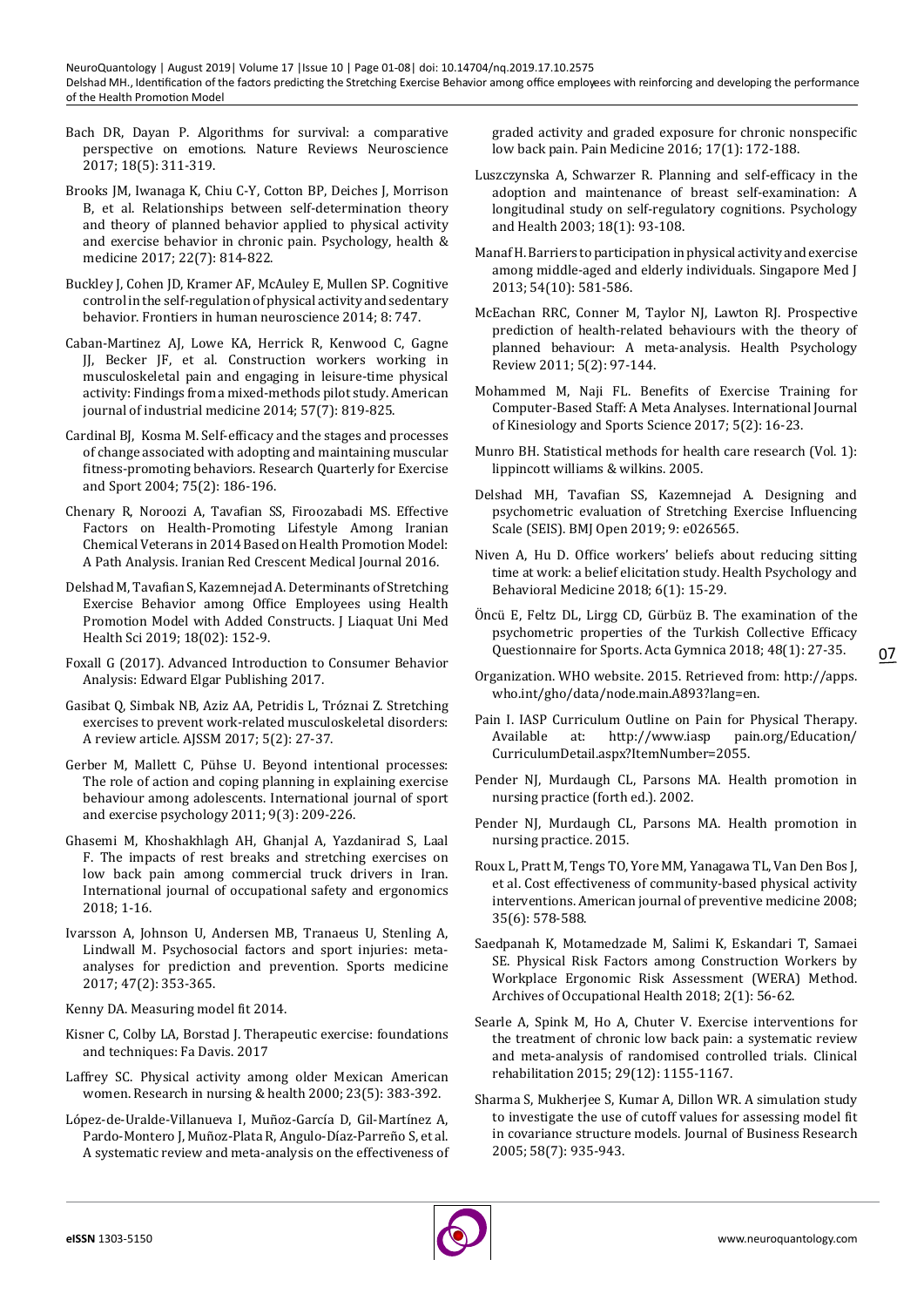Bach DR, Dayan P. Algorithms for survival: a comparative perspective on emotions. Nature Reviews Neuroscience 2017; 18(5): 311-319.

Brooks JM, Iwanaga K, Chiu C-Y, Cotton BP, Deiches J, Morrison B, et al. Relationships between self-determination theory and theory of planned behavior applied to physical activity and exercise behavior in chronic pain. Psychology, health & medicine 2017; 22(7): 814-822.

Buckley J, Cohen JD, Kramer AF, McAuley E, Mullen SP. Cognitive control in the self-regulation of physical activity and sedentary behavior. Frontiers in human neuroscience 2014; 8: 747.

Caban-Martinez AJ, Lowe KA, Herrick R, Kenwood C, Gagne JJ, Becker JF, et al. Construction workers working in musculoskeletal pain and engaging in leisure-time physical activity: Findings from a mixed-methods pilot study. American journal of industrial medicine 2014; 57(7): 819-825.

Cardinal BJ, Kosma M. Self-efficacy and the stages and processes of change associated with adopting and maintaining muscular fitness-promoting behaviors. Research Quarterly for Exercise and Sport 2004; 75(2): 186-196.

Chenary R, Noroozi A, Tavafian SS, Firoozabadi MS. Effective Factors on Health-Promoting Lifestyle Among Iranian Chemical Veterans in 2014 Based on Health Promotion Model: A Path Analysis. Iranian Red Crescent Medical Journal 2016.

Delshad M, Tavafian S, Kazemnejad A. Determinants of Stretching Exercise Behavior among Office Employees using Health Promotion Model with Added Constructs. J Liaquat Uni Med Health Sci 2019; 18(02): 152-9.

Foxall G (2017). Advanced Introduction to Consumer Behavior Analysis: Edward Elgar Publishing 2017.

Gasibat Q, Simbak NB, Aziz AA, Petridis L, Tróznai Z. Stretching exercises to prevent work-related musculoskeletal disorders: A review article. AJSSM 2017; 5(2): 27-37.

Gerber M, Mallett C, Pühse U. Beyond intentional processes: The role of action and coping planning in explaining exercise behaviour among adolescents. International journal of sport and exercise psychology 2011; 9(3): 209-226.

Ghasemi M, Khoshakhlagh AH, Ghanjal A, Yazdanirad S, Laal F. The impacts of rest breaks and stretching exercises on low back pain among commercial truck drivers in Iran. International journal of occupational safety and ergonomics 2018; 1-16.

Ivarsson A, Johnson U, Andersen MB, Tranaeus U, Stenling A, Lindwall M. Psychosocial factors and sport injuries: meta-analyses for prediction and prevention. Sports medicine 2017; 47(2): 353-365.

Kenny DA. Measuring model fit 2014.

Kisner C, Colby LA, Borstad J. Therapeutic exercise: foundations and techniques: Fa Davis. 2017

Laffrey SC. Physical activity among older Mexican American women. Research in nursing & health 2000; 23(5): 383-392.

López-de-Uralde-Villanueva I, Muñoz-García D, Gil-Martínez A, Pardo-Montero J, Muñoz-Plata R, Angulo-Díaz-Parreño S, et al. A systematic review and meta-analysis on the effectiveness of graded activity and graded exposure for chronic nonspecific low back pain. Pain Medicine 2016; 17(1): 172-188.

Luszczynska A, Schwarzer R. Planning and self-efficacy in the adoption and maintenance of breast self-examination: A longitudinal study on self-regulatory cognitions. Psychology and Health 2003; 18(1): 93-108.

Manaf H. Barriers to participation in physical activity and exercise among middle-aged and elderly individuals. Singapore Med J 2013; 54(10): 581-586.

McEachan RRC, Conner M, Taylor NJ, Lawton RJ. Prospective prediction of health-related behaviours with the theory of planned behaviour: A meta-analysis. Health Psychology Review 2011; 5(2): 97-144.

Mohammed M, Naji FL. Benefits of Exercise Training for Computer-Based Staff: A Meta Analyses. International Journal of Kinesiology and Sports Science 2017; 5(2): 16-23.

Munro BH. Statistical methods for health care research (Vol. 1): lippincott williams & wilkins. 2005.

Delshad MH, Tavafian SS, Kazemnejad A. Designing and psychometric evaluation of Stretching Exercise Influencing Scale (SEIS). BMJ Open 2019; 9: e026565.

Niven A, Hu D. Office workers' beliefs about reducing sitting time at work: a belief elicitation study. Health Psychology and Behavioral Medicine 2018; 6(1): 15-29.

Öncü E, Feltz DL, Lirgg CD, Gürbüz B. The examination of the psychometric properties of the Turkish Collective Efficacy Questionnaire for Sports. Acta Gymnica 2018; 48(1): 27-35.

Organization. WHO website. 2015. Retrieved from: http://apps.who.int/gho/data/node.main.A893?lang=en.

Pain I. IASP Curriculum Outline on Pain for Physical Therapy. Available at: http://www.iasp pain.org/Education/CurricullumDetail.aspx?ItemNumber=2055.

Pender NJ, Murdaugh CL, Parsons MA. Health promotion in nursing practice (forth ed.). 2002.

Pender NJ, Murdaugh CL, Parsons MA. Health promotion in nursing practice. 2015.

Roux L, Pratt M, Tengs TO, Yore MM, Yanagawa TL, Van Den Bos J, et al. Cost effectiveness of community-based physical activity interventions. American journal of preventive medicine 2008; 35(6): 578-588.

Saedpanah K, Motamedzade M, Salimi K, Eskandari T, Samaei SE. Physical Risk Factors among Construction Workers by Workplace Ergonomic Risk Assessment (WERA) Method. Archives of Occupational Health 2018; 2(1): 56-62.

Searle A, Spink M, Ho A, Chuter V. Exercise interventions for the treatment of chronic low back pain: a systematic review and meta-analysis of randomised controlled trials. Clinical rehabilitation 2015; 29(12): 1155-1167.

Sharma S, Mukherjee S, Kumar A, Dillon WR. A simulation study to investigate the use of cutoff values for assessing model fit in covariance structure models. Journal of Business Research 2005; 58(7): 935-943.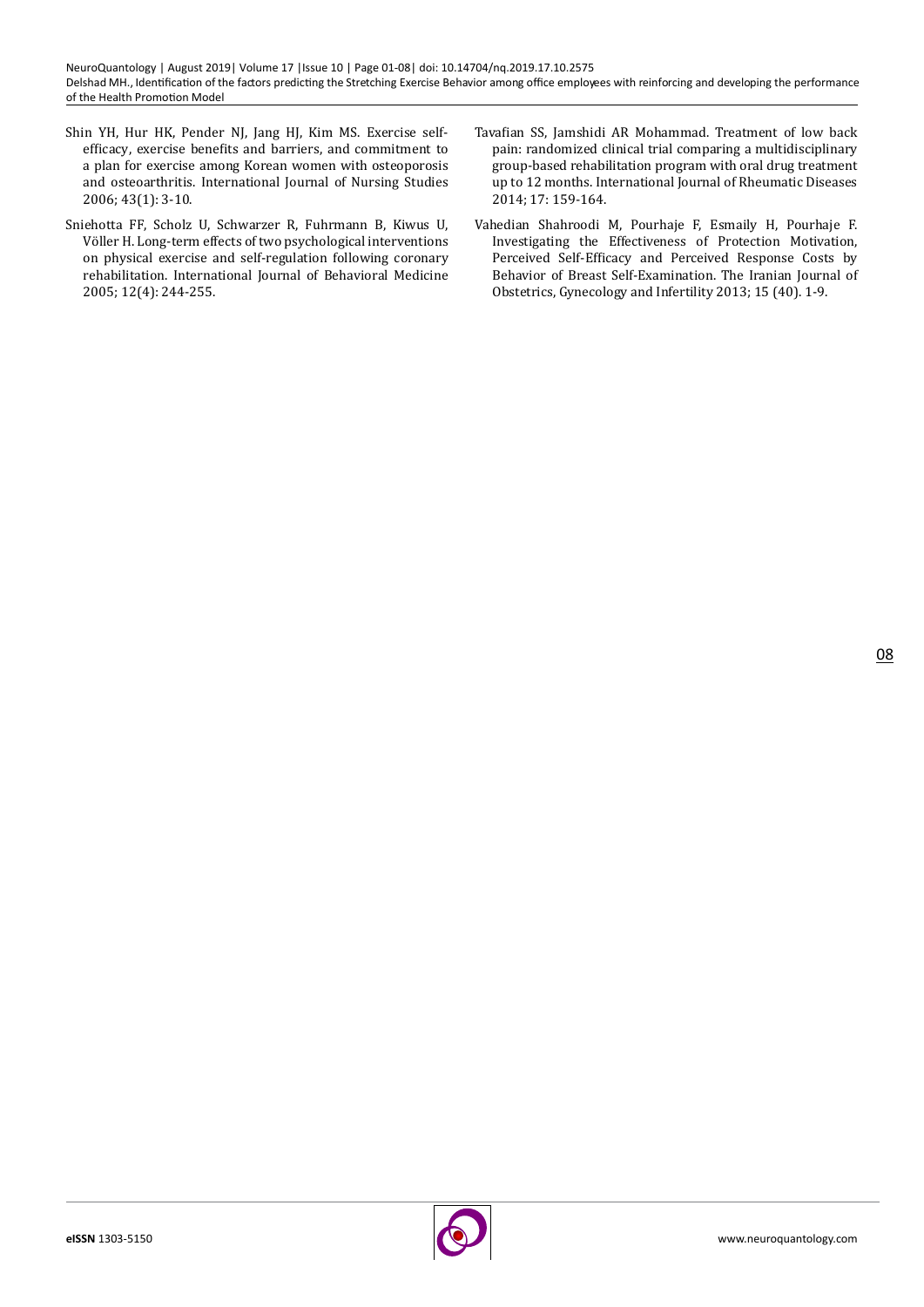Shin YH, Hur HK, Pender NJ, Jang HJ, Kim MS. Exercise self-efficacy, exercise benefits and barriers, and commitment to a plan for exercise among Korean women with osteoporosis and osteoarthritis. International Journal of Nursing Studies 2006; 43(1): 3-10.

Sniehotta FF, Scholz U, Schwarzer R, Fuhrmann B, Kiwus U, Völler H. Long-term effects of two psychological interventions on physical exercise and self-regulation following coronary rehabilitation. International Journal of Behavioral Medicine 2005; 12(4): 244-255.

Tavafian SS, Jamshidi AR Mohammad. Treatment of low back pain: randomized clinical trial comparing a multidisciplinary group-based rehabilitation program with oral drug treatment up to 12 months. International Journal of Rheumatic Diseases 2014; 17: 159-164.

Vahedian Shahroodi M, Pourhaje F, Esmaily H, Pourhaje F. Investigating the Effectiveness of Protection Motivation, Perceived Self-Efficacy and Perceived Response Costs by Behavior of Breast Self-Examination. The Iranian Journal of Obstetrics, Gynecology and Infertility 2013; 15 (40). 1-9.